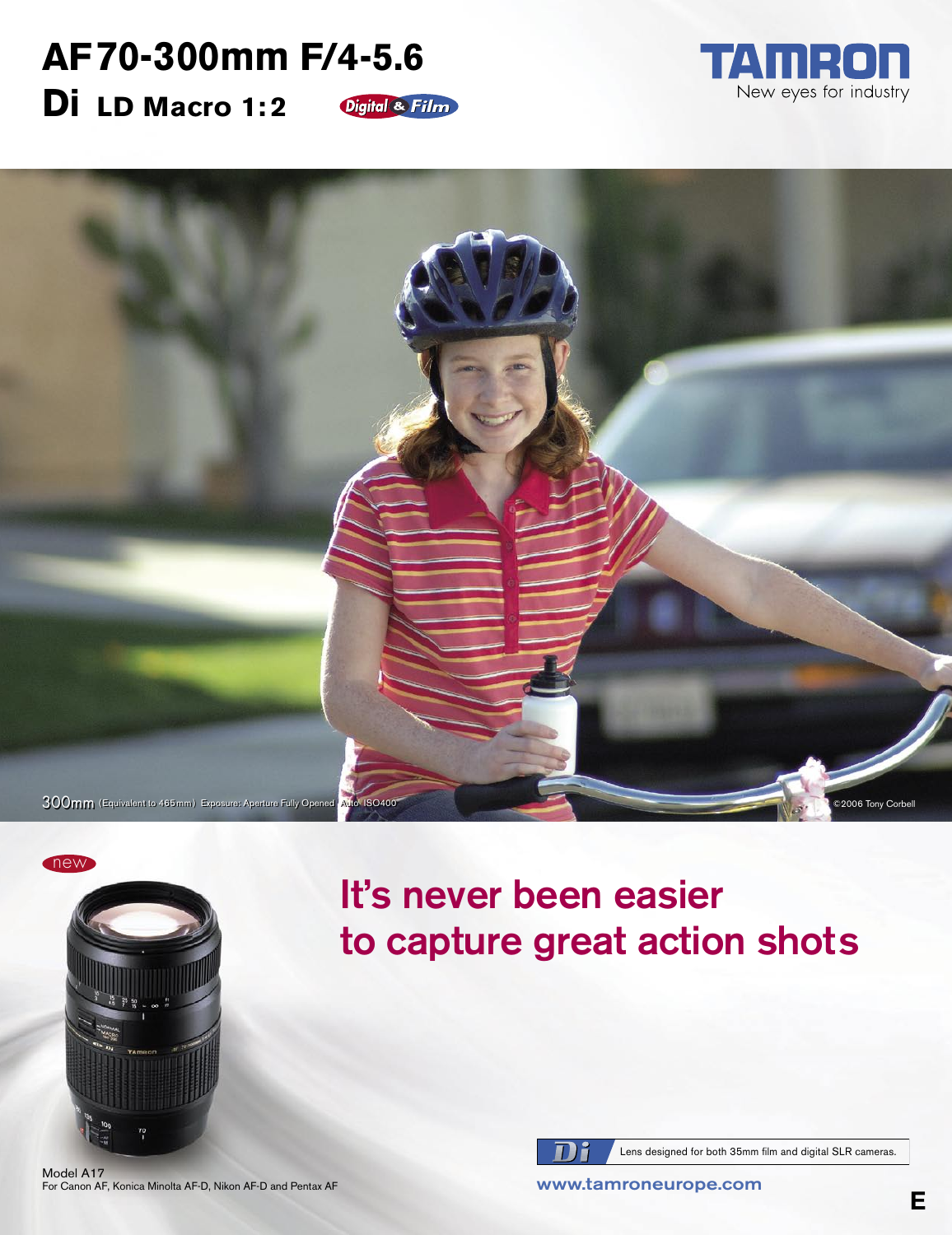# AF70-300mm F/4-5.6

## Di LD Macro 1:2

Digital & Film

TAMRON
New eyes for industry

300mm (Equivalent to 465mm) Exposure: Aperture Fully Opened Auto ISO400

©2006 Tony Corbell

new

## It's never been easier to capture great action shots

Model A17
For Canon AF, Konica Minolta AF-D, Nikon AF-D and Pentax AF

Di — Lens designed for both 35mm film and digital SLR cameras.

www.tamroneurope.com

E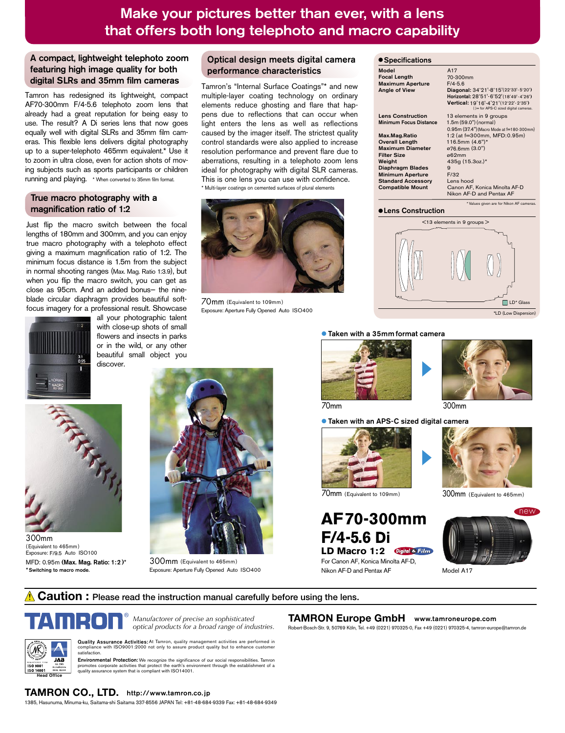# Make your pictures better than ever, with a lens that offers both long telephoto and macro capability

## A compact, lightweight telephoto zoom featuring high image quality for both digital SLRs and 35mm film cameras

Tamron has redesigned its lightweight, compact AF70-300mm F/4-5.6 telephoto zoom lens that already had a great reputation for being easy to use. The result? A Di series lens that now goes equally well with digital SLRs and 35mm film cameras. This flexible lens delivers digital photography up to a super-telephoto 465mm equivalent.* Use it to zoom in ultra close, even for action shots of moving subjects such as sports participants or children running and playing. * When converted to 35mm film format.

## True macro photography with a magnification ratio of 1:2

Just flip the macro switch between the focal lengths of 180mm and 300mm, and you can enjoy true macro photography with a telephoto effect giving a maximum magnification ratio of 1:2. The minimum focus distance is 1.5m from the subject in normal shooting ranges (Max. Mag. Ratio 1:3.9), but when you flip the macro switch, you can get as close as 95cm. And an added bonus– the nine-blade circular diaphragm provides beautiful soft-focus imagery for a professional result. Showcase all your photographic talent with close-up shots of small flowers and insects in parks or in the wild, or any other beautiful small object you discover.

300mm
(Equivalent to 465mm)
Exposure: F/9.5 Auto ISO100
MFD: 0.95m **(Max. Mag. Ratio: 1:2)***
**\* Switching to macro mode.**

300mm (Equivalent to 465mm)
Exposure: Aperture Fully Opened Auto ISO400

## Optical design meets digital camera performance characteristics

Tamron's "Internal Surface Coatings"* and new multiple-layer coating technology on ordinary elements reduce ghosting and flare that happens due to reflections that can occur when light enters the lens as well as reflections caused by the imager itself. The strictest quality control standards were also applied to increase resolution performance and prevent flare due to aberrations, resulting in a telephoto zoom lens ideal for photography with digital SLR cameras. This is one lens you can use with confidence.
\* Multi-layer coatings on cemented surfaces of plural elements

70mm (Equivalent to 109mm)
Exposure: Aperture Fully Opened Auto ISO400

## ● Specifications

| | |
|---|---|
| Model | A17 |
| Focal Length | 70-300mm |
| Maximum Aperture | F/4-5.6 |
| Angle of View | Diagonal: 34°21'-8°15'(22°33'-5°20')<br>Horizontal: 28°51'-6°52'(18°49'-4°26')<br>Vertical: 19°16'-4°21'(12°22'-2°35')<br>( )= for APS-C sized digital cameras. |
| Lens Construction | 13 elements in 9 groups |
| Minimum Focus Distance | 1.5m (59.0") (normal)<br>0.95m (37.4") (Macro Mode at f=180-300mm) |
| Max.Mag.Ratio | 1:2 (at f=300mm, MFD:0.95m) |
| Overall Length | 116.5mm (4.6")* |
| Maximum Diameter | ø76.6mm (3.0") |
| Filter Size | ø62mm |
| Weight | 435g (15.3oz.)* |
| Diaphragm Blades | 9 |
| Minimum Aperture | F/32 |
| Standard Accessory | Lens hood |
| Compatible Mount | Canon AF, Konica Minolta AF-D<br>Nikon AF-D and Pentax AF |

\* Values given are for Nikon AF cameras.

## ● Lens Construction

<13 elements in 9 groups>

LD* Glass

\*LD (Low Dispersion)

**● Taken with a 35mm format camera**

70mm
300mm

**● Taken with an APS-C sized digital camera**

70mm (Equivalent to 109mm)
300mm (Equivalent to 465mm)

# AF70-300mm F/4-5.6 Di LD Macro 1:2

Digital & Film

For Canon AF, Konica Minolta AF-D, Nikon AF-D and Pentax AF

new

Model A17

**⚠ Caution :** Please read the instruction manual carefully before using the lens.

**TAMRON** *Manufactorer of precise an sophisticated optical products for a broad range of industries.*

**TAMRON Europe GmbH** www.tamroneurope.com
Robert-Bosch-Str. 9, 50769 Köln, Tel. +49 (0221) 970325-0, Fax +49 (0221) 970325-4, tamron-europe@tamron.de

ISO 9001 / ISO 14001 Head Office

**Quality Assurance Activities:** At Tamron, quality management activities are performed in compliance with ISO9001:2000 not only to assure product quality but to enhance customer satisfaction.

**Environmental Protection:** We recognize the significance of our social responsibilities. Tamron promotes corporate activities that protect the earth's environment through the establishment of a quality assurance system that is compliant with ISO14001.

**TAMRON CO., LTD.** http://www.tamron.co.jp
1385, Hasunuma, Minuma-ku, Saitama-shi Saitama 337-8556 JAPAN Tel: +81-48-684-9339 Fax: +81-48-684-9349